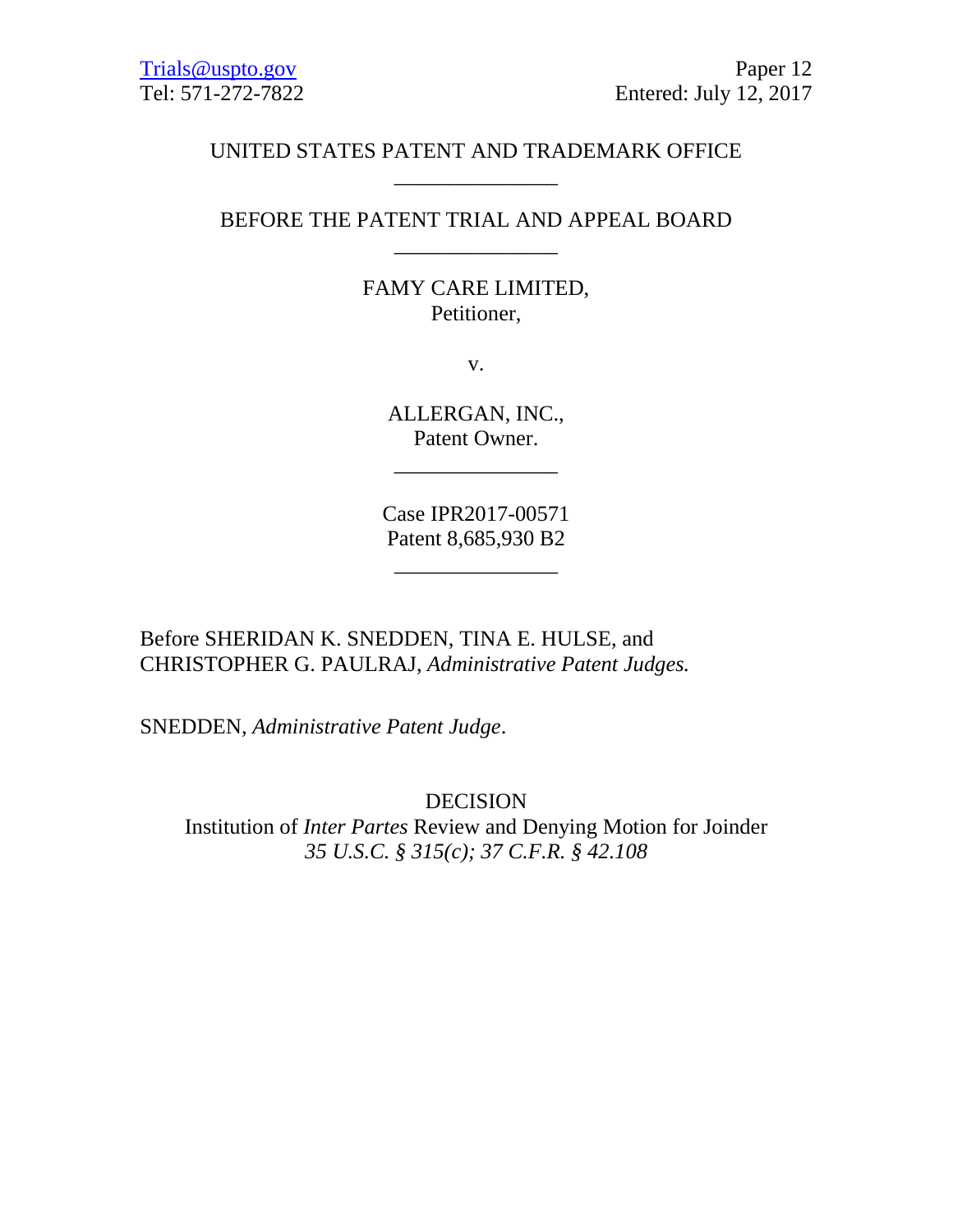Trials@uspto.gov
Tel: 571-272-7822

Paper 12
Entered: July 12, 2017

UNITED STATES PATENT AND TRADEMARK OFFICE

\_\_\_\_\_\_\_\_\_\_\_\_\_\_\_

BEFORE THE PATENT TRIAL AND APPEAL BOARD

\_\_\_\_\_\_\_\_\_\_\_\_\_\_\_

FAMY CARE LIMITED,
Petitioner,

v.

ALLERGAN, INC.,
Patent Owner.

\_\_\_\_\_\_\_\_\_\_\_\_\_\_\_

Case IPR2017-00571
Patent 8,685,930 B2

\_\_\_\_\_\_\_\_\_\_\_\_\_\_\_

Before SHERIDAN K. SNEDDEN, TINA E. HULSE, and CHRISTOPHER G. PAULRAJ, *Administrative Patent Judges.*

SNEDDEN, *Administrative Patent Judge*.

DECISION
Institution of *Inter Partes* Review and Denying Motion for Joinder
*35 U.S.C. § 315(c); 37 C.F.R. § 42.108*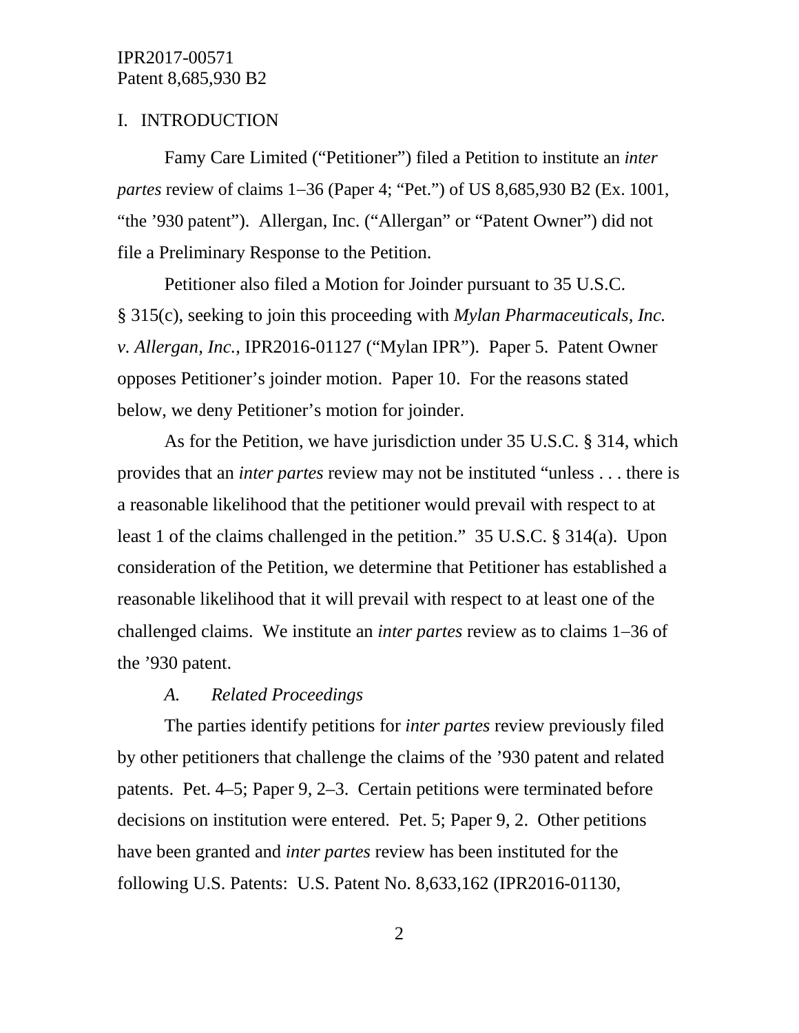## I. INTRODUCTION

Famy Care Limited ("Petitioner") filed a Petition to institute an *inter partes* review of claims 1–36 (Paper 4; "Pet.") of US 8,685,930 B2 (Ex. 1001, "the '930 patent"). Allergan, Inc. ("Allergan" or "Patent Owner") did not file a Preliminary Response to the Petition.

Petitioner also filed a Motion for Joinder pursuant to 35 U.S.C. § 315(c), seeking to join this proceeding with *Mylan Pharmaceuticals, Inc. v. Allergan, Inc.*, IPR2016-01127 ("Mylan IPR"). Paper 5. Patent Owner opposes Petitioner's joinder motion. Paper 10. For the reasons stated below, we deny Petitioner's motion for joinder.

As for the Petition, we have jurisdiction under 35 U.S.C. § 314, which provides that an *inter partes* review may not be instituted "unless . . . there is a reasonable likelihood that the petitioner would prevail with respect to at least 1 of the claims challenged in the petition." 35 U.S.C. § 314(a). Upon consideration of the Petition, we determine that Petitioner has established a reasonable likelihood that it will prevail with respect to at least one of the challenged claims. We institute an *inter partes* review as to claims 1–36 of the '930 patent.

### *A. Related Proceedings*

The parties identify petitions for *inter partes* review previously filed by other petitioners that challenge the claims of the '930 patent and related patents. Pet. 4–5; Paper 9, 2–3. Certain petitions were terminated before decisions on institution were entered. Pet. 5; Paper 9, 2. Other petitions have been granted and *inter partes* review has been instituted for the following U.S. Patents: U.S. Patent No. 8,633,162 (IPR2016-01130,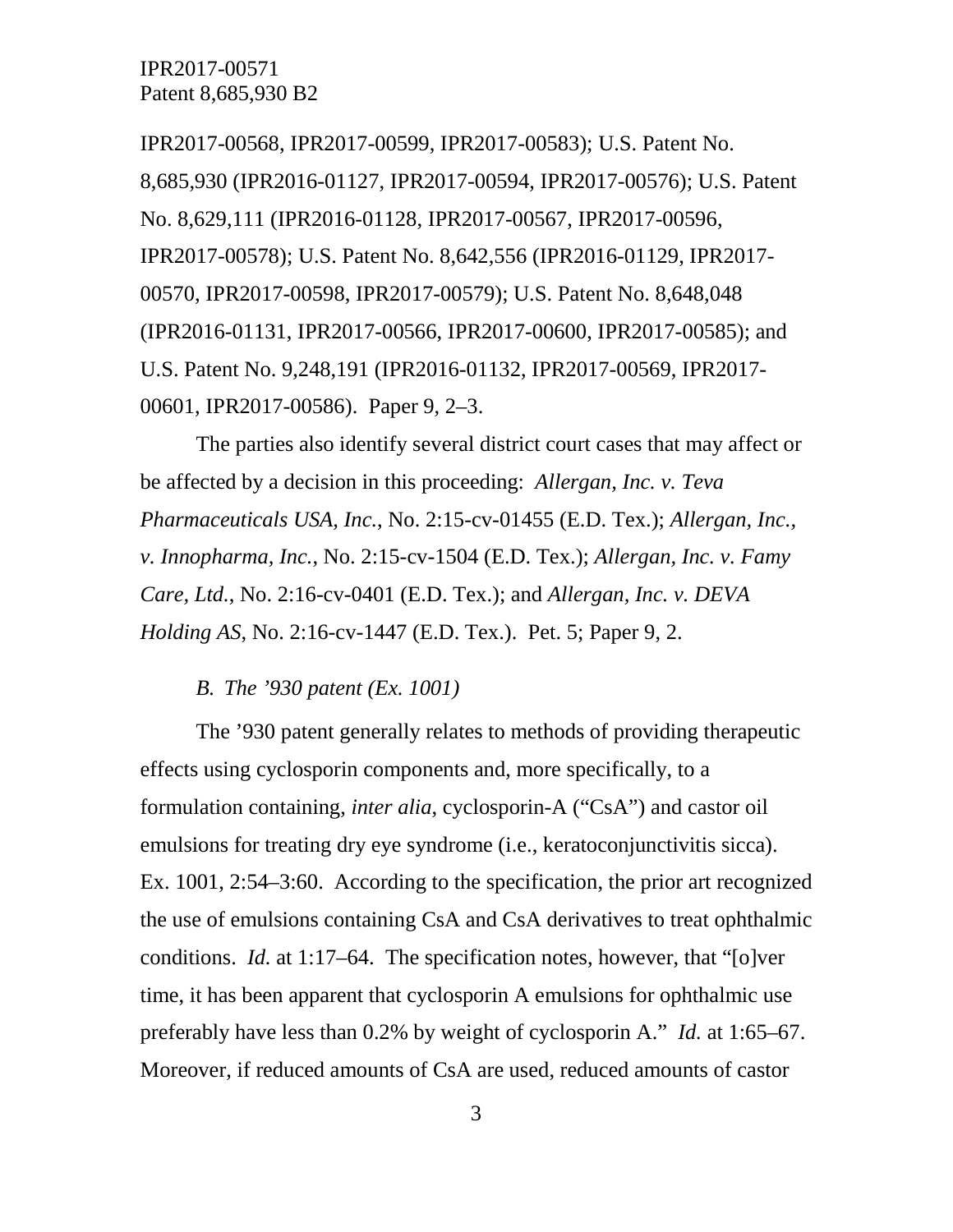IPR2017-00568, IPR2017-00599, IPR2017-00583); U.S. Patent No. 8,685,930 (IPR2016-01127, IPR2017-00594, IPR2017-00576); U.S. Patent No. 8,629,111 (IPR2016-01128, IPR2017-00567, IPR2017-00596, IPR2017-00578); U.S. Patent No. 8,642,556 (IPR2016-01129, IPR2017-00570, IPR2017-00598, IPR2017-00579); U.S. Patent No. 8,648,048 (IPR2016-01131, IPR2017-00566, IPR2017-00600, IPR2017-00585); and U.S. Patent No. 9,248,191 (IPR2016-01132, IPR2017-00569, IPR2017-00601, IPR2017-00586). Paper 9, 2–3.

The parties also identify several district court cases that may affect or be affected by a decision in this proceeding: *Allergan, Inc. v. Teva Pharmaceuticals USA, Inc.*, No. 2:15-cv-01455 (E.D. Tex.); *Allergan, Inc., v. Innopharma, Inc.*, No. 2:15-cv-1504 (E.D. Tex.); *Allergan, Inc. v. Famy Care, Ltd.*, No. 2:16-cv-0401 (E.D. Tex.); and *Allergan, Inc. v. DEVA Holding AS*, No. 2:16-cv-1447 (E.D. Tex.). Pet. 5; Paper 9, 2.

### *B. The '930 patent (Ex. 1001)*

The '930 patent generally relates to methods of providing therapeutic effects using cyclosporin components and, more specifically, to a formulation containing, *inter alia*, cyclosporin-A ("CsA") and castor oil emulsions for treating dry eye syndrome (i.e., keratoconjunctivitis sicca). Ex. 1001, 2:54–3:60. According to the specification, the prior art recognized the use of emulsions containing CsA and CsA derivatives to treat ophthalmic conditions. *Id.* at 1:17–64. The specification notes, however, that "[o]ver time, it has been apparent that cyclosporin A emulsions for ophthalmic use preferably have less than 0.2% by weight of cyclosporin A." *Id.* at 1:65–67. Moreover, if reduced amounts of CsA are used, reduced amounts of castor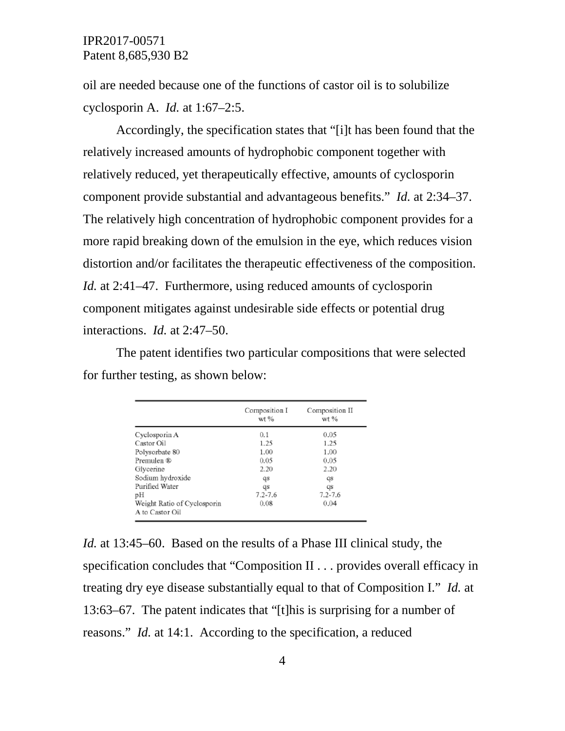oil are needed because one of the functions of castor oil is to solubilize cyclosporin A. *Id.* at 1:67–2:5.

Accordingly, the specification states that "[i]t has been found that the relatively increased amounts of hydrophobic component together with relatively reduced, yet therapeutically effective, amounts of cyclosporin component provide substantial and advantageous benefits." *Id.* at 2:34–37. The relatively high concentration of hydrophobic component provides for a more rapid breaking down of the emulsion in the eye, which reduces vision distortion and/or facilitates the therapeutic effectiveness of the composition. *Id.* at 2:41–47. Furthermore, using reduced amounts of cyclosporin component mitigates against undesirable side effects or potential drug interactions. *Id.* at 2:47–50.

The patent identifies two particular compositions that were selected for further testing, as shown below:

| | Composition I wt % | Composition II wt % |
|---|---|---|
| Cyclosporin A | 0.1 | 0.05 |
| Castor Oil | 1.25 | 1.25 |
| Polysorbate 80 | 1.00 | 1.00 |
| Premulen ® | 0.05 | 0.05 |
| Glycerine | 2.20 | 2.20 |
| Sodium hydroxide | qs | qs |
| Purified Water | qs | qs |
| pH | 7.2-7.6 | 7.2-7.6 |
| Weight Ratio of Cyclosporin A to Castor Oil | 0.08 | 0.04 |

*Id.* at 13:45–60. Based on the results of a Phase III clinical study, the specification concludes that "Composition II . . . provides overall efficacy in treating dry eye disease substantially equal to that of Composition I." *Id.* at 13:63–67. The patent indicates that "[t]his is surprising for a number of reasons." *Id.* at 14:1. According to the specification, a reduced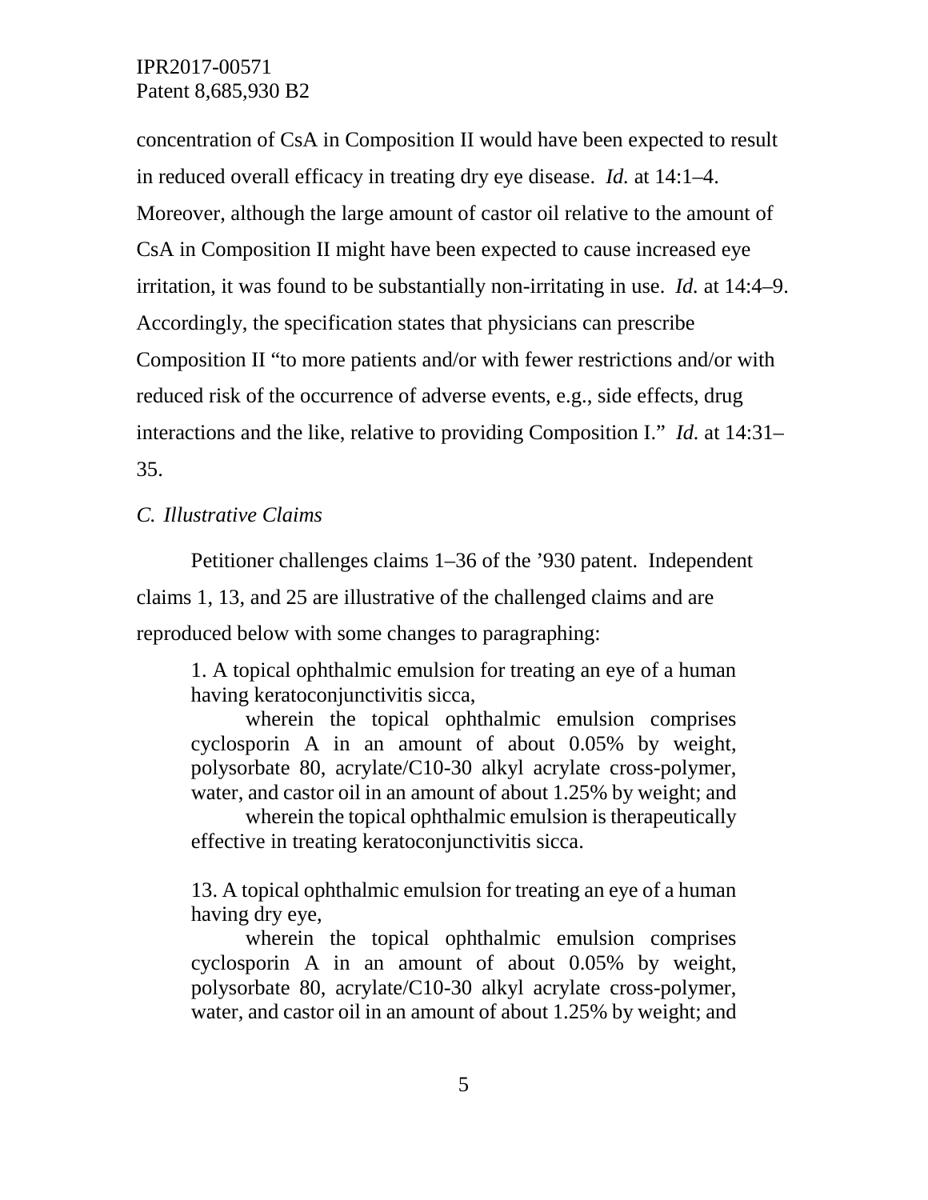concentration of CsA in Composition II would have been expected to result in reduced overall efficacy in treating dry eye disease. *Id.* at 14:1–4. Moreover, although the large amount of castor oil relative to the amount of CsA in Composition II might have been expected to cause increased eye irritation, it was found to be substantially non-irritating in use. *Id.* at 14:4–9. Accordingly, the specification states that physicians can prescribe Composition II "to more patients and/or with fewer restrictions and/or with reduced risk of the occurrence of adverse events, e.g., side effects, drug interactions and the like, relative to providing Composition I." *Id.* at 14:31–35.

### *C. Illustrative Claims*

Petitioner challenges claims 1–36 of the '930 patent. Independent claims 1, 13, and 25 are illustrative of the challenged claims and are reproduced below with some changes to paragraphing:

> 1. A topical ophthalmic emulsion for treating an eye of a human having keratoconjunctivitis sicca,
>
> wherein the topical ophthalmic emulsion comprises cyclosporin A in an amount of about 0.05% by weight, polysorbate 80, acrylate/C10-30 alkyl acrylate cross-polymer, water, and castor oil in an amount of about 1.25% by weight; and
>
> wherein the topical ophthalmic emulsion is therapeutically effective in treating keratoconjunctivitis sicca.

> 13. A topical ophthalmic emulsion for treating an eye of a human having dry eye,
>
> wherein the topical ophthalmic emulsion comprises cyclosporin A in an amount of about 0.05% by weight, polysorbate 80, acrylate/C10-30 alkyl acrylate cross-polymer, water, and castor oil in an amount of about 1.25% by weight; and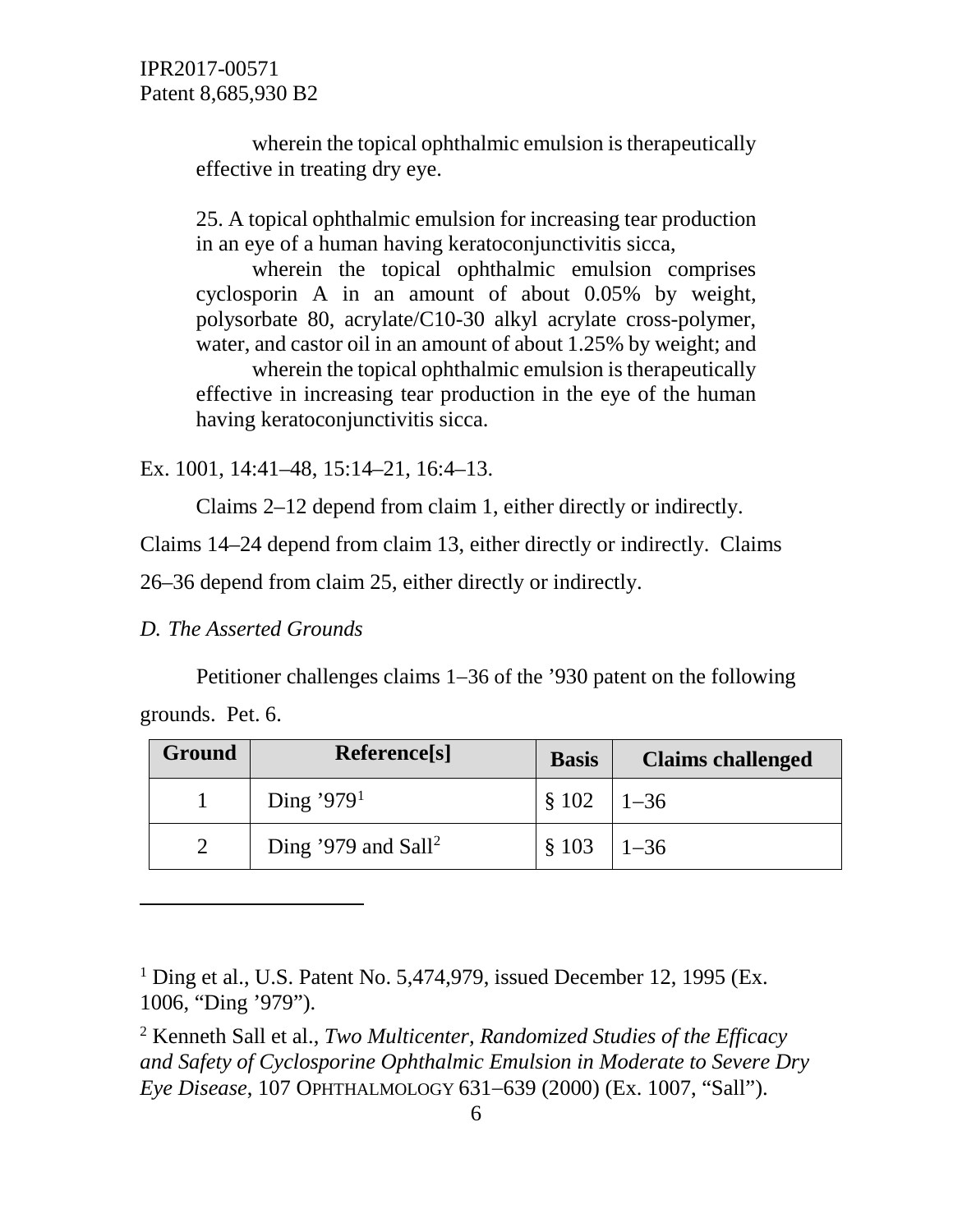wherein the topical ophthalmic emulsion is therapeutically effective in treating dry eye.

25. A topical ophthalmic emulsion for increasing tear production in an eye of a human having keratoconjunctivitis sicca,

wherein the topical ophthalmic emulsion comprises cyclosporin A in an amount of about 0.05% by weight, polysorbate 80, acrylate/C10-30 alkyl acrylate cross-polymer, water, and castor oil in an amount of about 1.25% by weight; and

wherein the topical ophthalmic emulsion is therapeutically effective in increasing tear production in the eye of the human having keratoconjunctivitis sicca.

Ex. 1001, 14:41–48, 15:14–21, 16:4–13.

Claims 2–12 depend from claim 1, either directly or indirectly. Claims 14–24 depend from claim 13, either directly or indirectly. Claims 26–36 depend from claim 25, either directly or indirectly.

*D. The Asserted Grounds*

Petitioner challenges claims 1–36 of the ’930 patent on the following grounds. Pet. 6.

| Ground | Reference[s] | Basis | Claims challenged |
|---|---|---|---|
| 1 | Ding ’979[1] | § 102 | 1–36 |
| 2 | Ding ’979 and Sall[2] | § 103 | 1–36 |

---

[1] Ding et al., U.S. Patent No. 5,474,979, issued December 12, 1995 (Ex. 1006, “Ding ’979”).

[2] Kenneth Sall et al., *Two Multicenter, Randomized Studies of the Efficacy and Safety of Cyclosporine Ophthalmic Emulsion in Moderate to Severe Dry Eye Disease*, 107 OPHTHALMOLOGY 631–639 (2000) (Ex. 1007, “Sall”).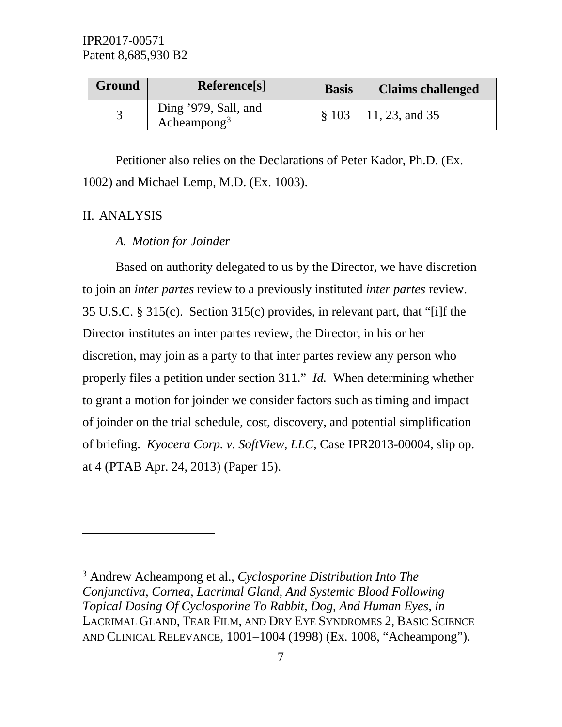| Ground | Reference[s] | Basis | Claims challenged |
|---|---|---|---|
| 3 | Ding '979, Sall, and Acheampong[3] | § 103 | 11, 23, and 35 |

Petitioner also relies on the Declarations of Peter Kador, Ph.D. (Ex. 1002) and Michael Lemp, M.D. (Ex. 1003).

## II. ANALYSIS

### *A. Motion for Joinder*

Based on authority delegated to us by the Director, we have discretion to join an *inter partes* review to a previously instituted *inter partes* review. 35 U.S.C. § 315(c). Section 315(c) provides, in relevant part, that "[i]f the Director institutes an inter partes review, the Director, in his or her discretion, may join as a party to that inter partes review any person who properly files a petition under section 311." *Id.* When determining whether to grant a motion for joinder we consider factors such as timing and impact of joinder on the trial schedule, cost, discovery, and potential simplification of briefing. *Kyocera Corp. v. SoftView, LLC*, Case IPR2013-00004, slip op. at 4 (PTAB Apr. 24, 2013) (Paper 15).

---

[3] Andrew Acheampong et al., *Cyclosporine Distribution Into The Conjunctiva, Cornea, Lacrimal Gland, And Systemic Blood Following Topical Dosing Of Cyclosporine To Rabbit, Dog, And Human Eyes, in* LACRIMAL GLAND, TEAR FILM, AND DRY EYE SYNDROMES 2, BASIC SCIENCE AND CLINICAL RELEVANCE, 1001–1004 (1998) (Ex. 1008, "Acheampong").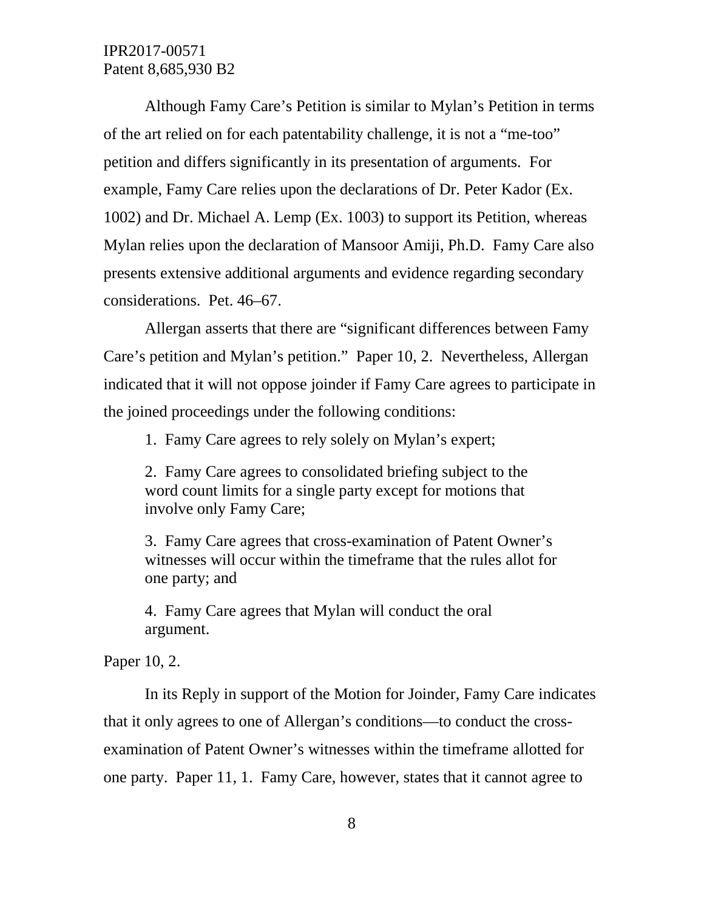Although Famy Care's Petition is similar to Mylan's Petition in terms of the art relied on for each patentability challenge, it is not a "me-too" petition and differs significantly in its presentation of arguments. For example, Famy Care relies upon the declarations of Dr. Peter Kador (Ex. 1002) and Dr. Michael A. Lemp (Ex. 1003) to support its Petition, whereas Mylan relies upon the declaration of Mansoor Amiji, Ph.D. Famy Care also presents extensive additional arguments and evidence regarding secondary considerations. Pet. 46–67.

Allergan asserts that there are "significant differences between Famy Care's petition and Mylan's petition." Paper 10, 2. Nevertheless, Allergan indicated that it will not oppose joinder if Famy Care agrees to participate in the joined proceedings under the following conditions:

> 1. Famy Care agrees to rely solely on Mylan's expert;
>
> 2. Famy Care agrees to consolidated briefing subject to the word count limits for a single party except for motions that involve only Famy Care;
>
> 3. Famy Care agrees that cross-examination of Patent Owner's witnesses will occur within the timeframe that the rules allot for one party; and
>
> 4. Famy Care agrees that Mylan will conduct the oral argument.

Paper 10, 2.

In its Reply in support of the Motion for Joinder, Famy Care indicates that it only agrees to one of Allergan's conditions—to conduct the cross-examination of Patent Owner's witnesses within the timeframe allotted for one party. Paper 11, 1. Famy Care, however, states that it cannot agree to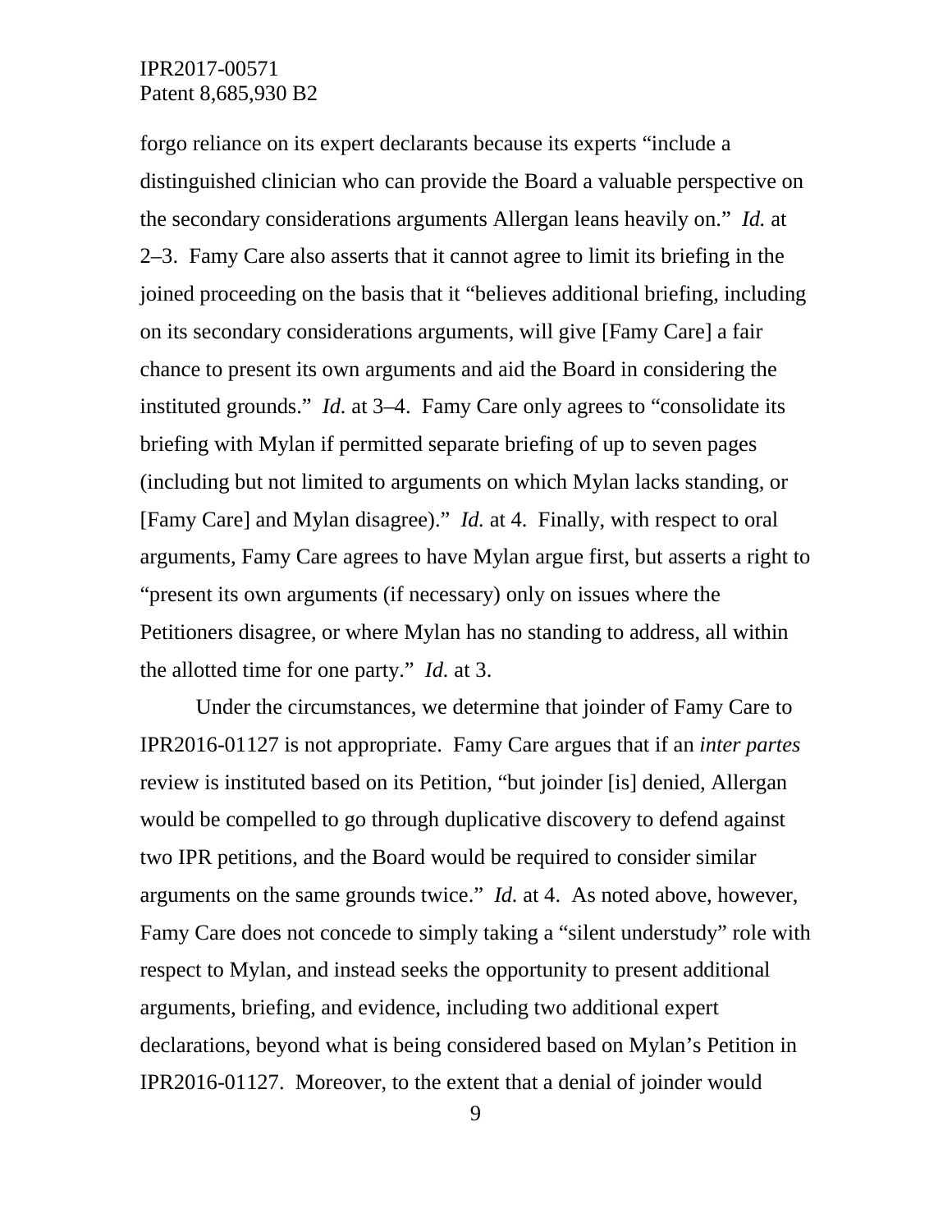forgo reliance on its expert declarants because its experts "include a distinguished clinician who can provide the Board a valuable perspective on the secondary considerations arguments Allergan leans heavily on." *Id.* at 2–3. Famy Care also asserts that it cannot agree to limit its briefing in the joined proceeding on the basis that it "believes additional briefing, including on its secondary considerations arguments, will give [Famy Care] a fair chance to present its own arguments and aid the Board in considering the instituted grounds." *Id.* at 3–4. Famy Care only agrees to "consolidate its briefing with Mylan if permitted separate briefing of up to seven pages (including but not limited to arguments on which Mylan lacks standing, or [Famy Care] and Mylan disagree)." *Id.* at 4. Finally, with respect to oral arguments, Famy Care agrees to have Mylan argue first, but asserts a right to "present its own arguments (if necessary) only on issues where the Petitioners disagree, or where Mylan has no standing to address, all within the allotted time for one party." *Id.* at 3.

Under the circumstances, we determine that joinder of Famy Care to IPR2016-01127 is not appropriate. Famy Care argues that if an *inter partes* review is instituted based on its Petition, "but joinder [is] denied, Allergan would be compelled to go through duplicative discovery to defend against two IPR petitions, and the Board would be required to consider similar arguments on the same grounds twice." *Id.* at 4. As noted above, however, Famy Care does not concede to simply taking a "silent understudy" role with respect to Mylan, and instead seeks the opportunity to present additional arguments, briefing, and evidence, including two additional expert declarations, beyond what is being considered based on Mylan's Petition in IPR2016-01127. Moreover, to the extent that a denial of joinder would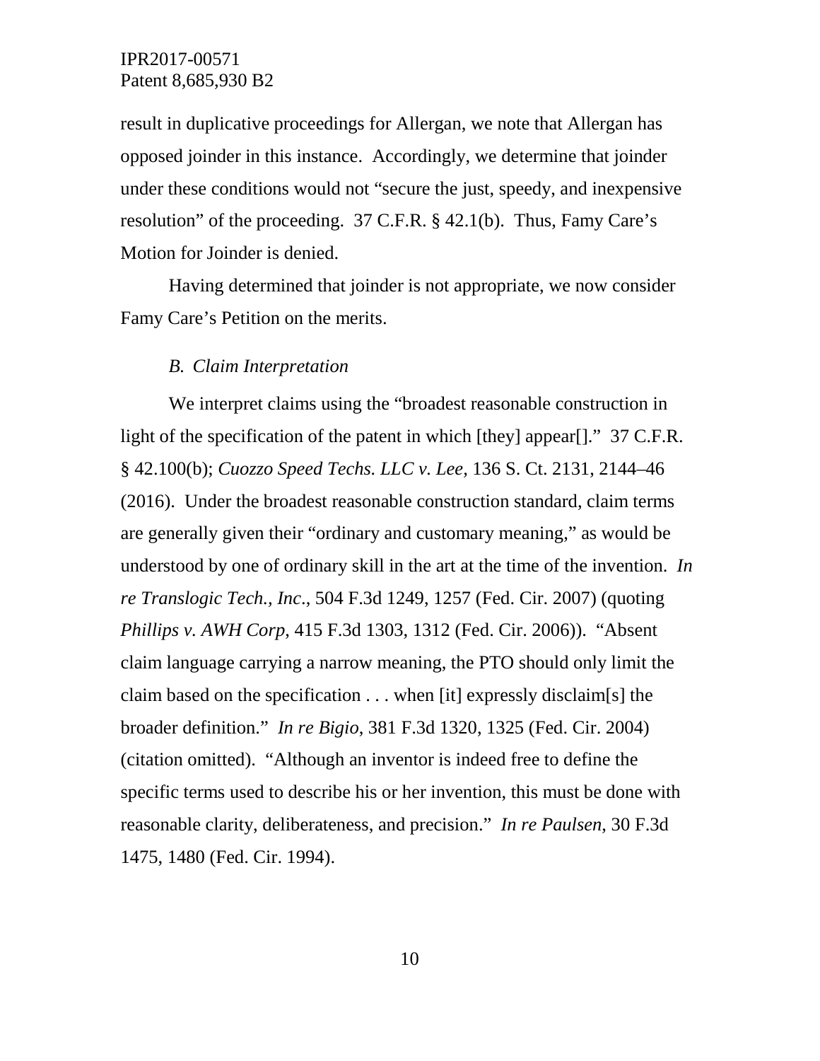result in duplicative proceedings for Allergan, we note that Allergan has opposed joinder in this instance. Accordingly, we determine that joinder under these conditions would not "secure the just, speedy, and inexpensive resolution" of the proceeding. 37 C.F.R. § 42.1(b). Thus, Famy Care's Motion for Joinder is denied.

Having determined that joinder is not appropriate, we now consider Famy Care's Petition on the merits.

### *B. Claim Interpretation*

We interpret claims using the "broadest reasonable construction in light of the specification of the patent in which [they] appear[]." 37 C.F.R. § 42.100(b); *Cuozzo Speed Techs. LLC v. Lee*, 136 S. Ct. 2131, 2144–46 (2016). Under the broadest reasonable construction standard, claim terms are generally given their "ordinary and customary meaning," as would be understood by one of ordinary skill in the art at the time of the invention. *In re Translogic Tech., Inc.*, 504 F.3d 1249, 1257 (Fed. Cir. 2007) (quoting *Phillips v. AWH Corp*, 415 F.3d 1303, 1312 (Fed. Cir. 2006)). "Absent claim language carrying a narrow meaning, the PTO should only limit the claim based on the specification . . . when [it] expressly disclaim[s] the broader definition." *In re Bigio*, 381 F.3d 1320, 1325 (Fed. Cir. 2004) (citation omitted). "Although an inventor is indeed free to define the specific terms used to describe his or her invention, this must be done with reasonable clarity, deliberateness, and precision." *In re Paulsen*, 30 F.3d 1475, 1480 (Fed. Cir. 1994).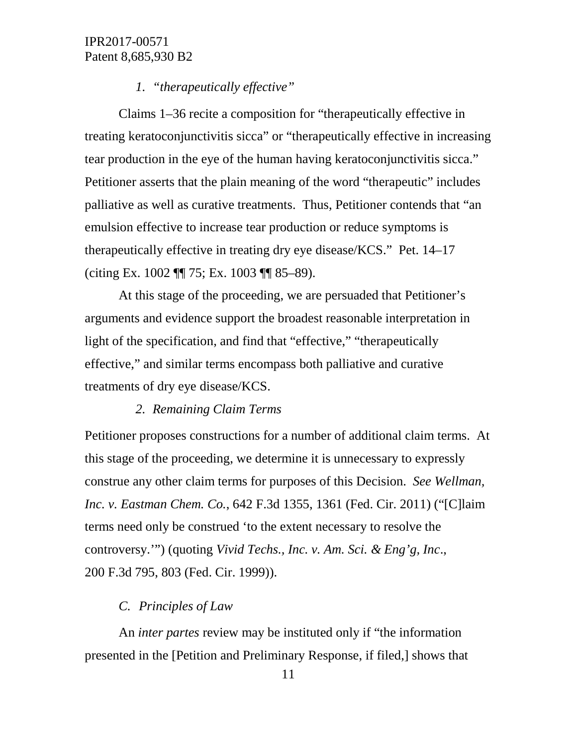### *1. "therapeutically effective"*

Claims 1–36 recite a composition for "therapeutically effective in treating keratoconjunctivitis sicca" or "therapeutically effective in increasing tear production in the eye of the human having keratoconjunctivitis sicca." Petitioner asserts that the plain meaning of the word "therapeutic" includes palliative as well as curative treatments. Thus, Petitioner contends that "an emulsion effective to increase tear production or reduce symptoms is therapeutically effective in treating dry eye disease/KCS." Pet. 14–17 (citing Ex. 1002 ¶¶ 75; Ex. 1003 ¶¶ 85–89).

At this stage of the proceeding, we are persuaded that Petitioner's arguments and evidence support the broadest reasonable interpretation in light of the specification, and find that "effective," "therapeutically effective," and similar terms encompass both palliative and curative treatments of dry eye disease/KCS.

### *2. Remaining Claim Terms*

Petitioner proposes constructions for a number of additional claim terms. At this stage of the proceeding, we determine it is unnecessary to expressly construe any other claim terms for purposes of this Decision. *See Wellman, Inc. v. Eastman Chem. Co.*, 642 F.3d 1355, 1361 (Fed. Cir. 2011) ("[C]laim terms need only be construed 'to the extent necessary to resolve the controversy.'") (quoting *Vivid Techs., Inc. v. Am. Sci. & Eng'g, Inc.*, 200 F.3d 795, 803 (Fed. Cir. 1999)).

## *C. Principles of Law*

An *inter partes* review may be instituted only if "the information presented in the [Petition and Preliminary Response, if filed,] shows that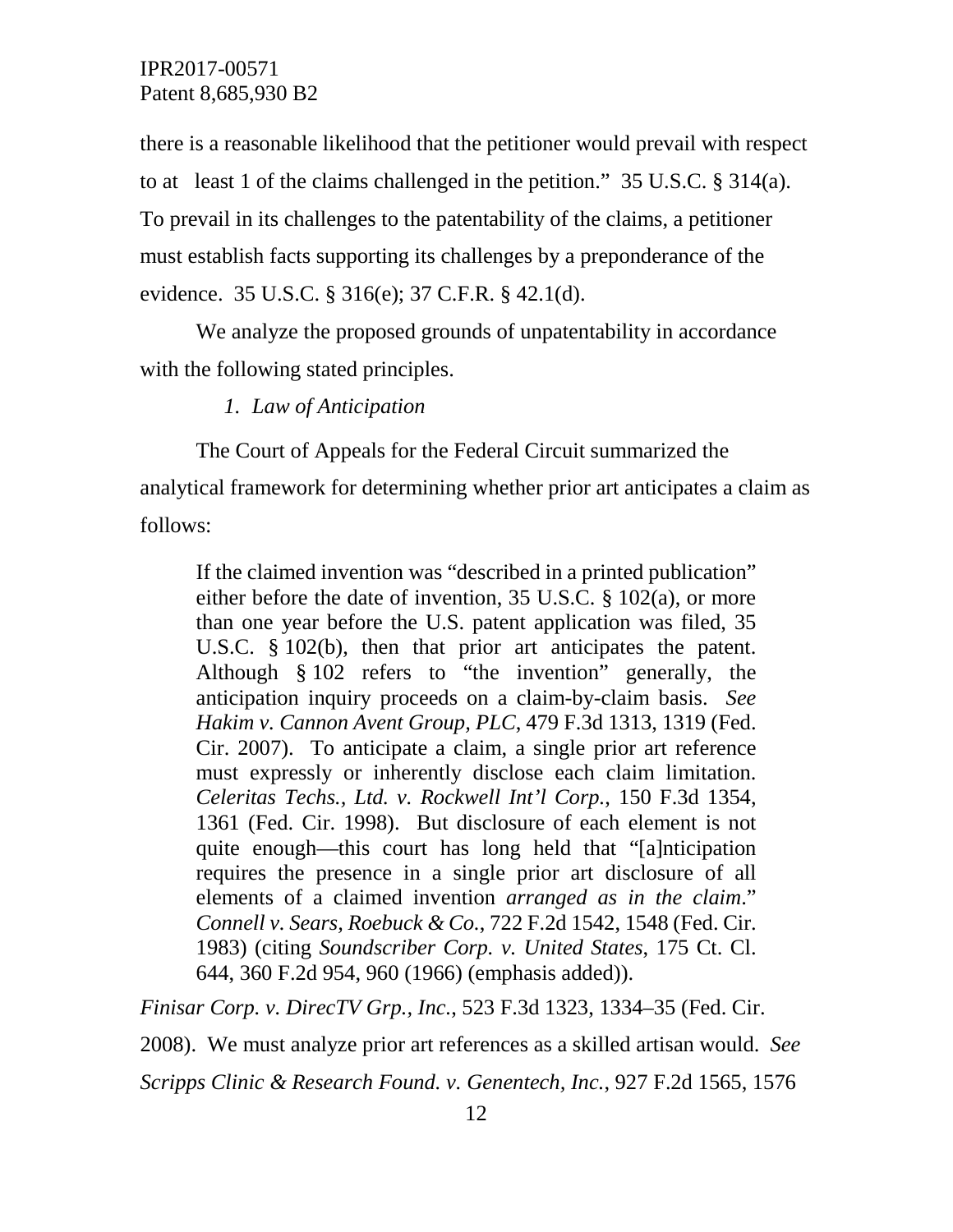there is a reasonable likelihood that the petitioner would prevail with respect to at least 1 of the claims challenged in the petition." 35 U.S.C. § 314(a). To prevail in its challenges to the patentability of the claims, a petitioner must establish facts supporting its challenges by a preponderance of the evidence. 35 U.S.C. § 316(e); 37 C.F.R. § 42.1(d).

We analyze the proposed grounds of unpatentability in accordance with the following stated principles.

*1. Law of Anticipation*

The Court of Appeals for the Federal Circuit summarized the analytical framework for determining whether prior art anticipates a claim as follows:

> If the claimed invention was "described in a printed publication" either before the date of invention, 35 U.S.C. § 102(a), or more than one year before the U.S. patent application was filed, 35 U.S.C. § 102(b), then that prior art anticipates the patent. Although § 102 refers to "the invention" generally, the anticipation inquiry proceeds on a claim-by-claim basis. *See Hakim v. Cannon Avent Group, PLC*, 479 F.3d 1313, 1319 (Fed. Cir. 2007). To anticipate a claim, a single prior art reference must expressly or inherently disclose each claim limitation. *Celeritas Techs., Ltd. v. Rockwell Int'l Corp.*, 150 F.3d 1354, 1361 (Fed. Cir. 1998). But disclosure of each element is not quite enough—this court has long held that "[a]nticipation requires the presence in a single prior art disclosure of all elements of a claimed invention *arranged as in the claim*." *Connell v. Sears, Roebuck & Co.*, 722 F.2d 1542, 1548 (Fed. Cir. 1983) (citing *Soundscriber Corp. v. United States*, 175 Ct. Cl. 644, 360 F.2d 954, 960 (1966) (emphasis added)).

*Finisar Corp. v. DirecTV Grp., Inc.*, 523 F.3d 1323, 1334–35 (Fed. Cir. 2008). We must analyze prior art references as a skilled artisan would. *See Scripps Clinic & Research Found. v. Genentech, Inc.*, 927 F.2d 1565, 1576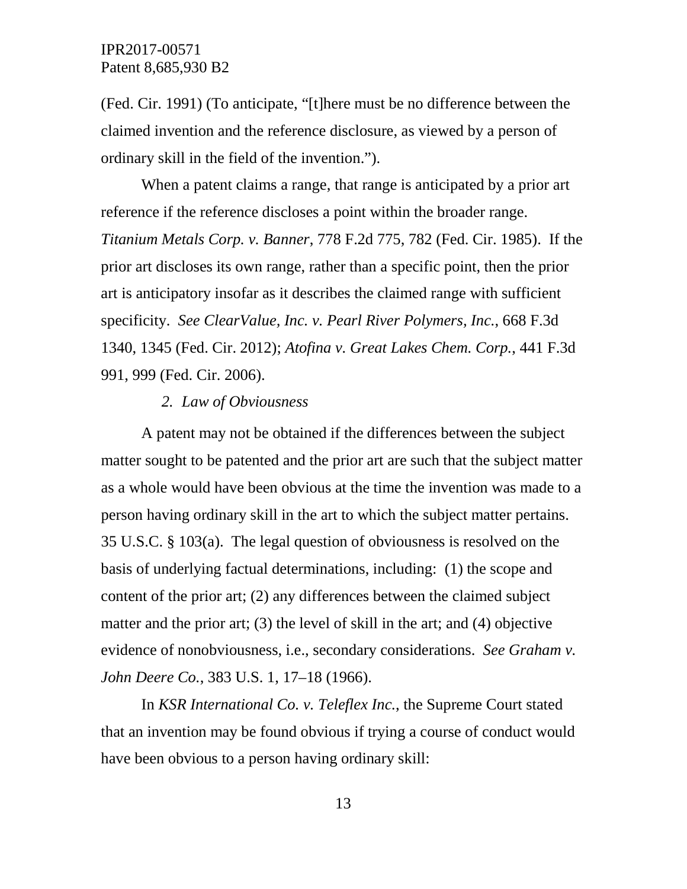(Fed. Cir. 1991) (To anticipate, "[t]here must be no difference between the claimed invention and the reference disclosure, as viewed by a person of ordinary skill in the field of the invention.").

When a patent claims a range, that range is anticipated by a prior art reference if the reference discloses a point within the broader range. *Titanium Metals Corp. v. Banner*, 778 F.2d 775, 782 (Fed. Cir. 1985). If the prior art discloses its own range, rather than a specific point, then the prior art is anticipatory insofar as it describes the claimed range with sufficient specificity. *See ClearValue, Inc. v. Pearl River Polymers, Inc.*, 668 F.3d 1340, 1345 (Fed. Cir. 2012); *Atofina v. Great Lakes Chem. Corp.*, 441 F.3d 991, 999 (Fed. Cir. 2006).

*2. Law of Obviousness*

A patent may not be obtained if the differences between the subject matter sought to be patented and the prior art are such that the subject matter as a whole would have been obvious at the time the invention was made to a person having ordinary skill in the art to which the subject matter pertains. 35 U.S.C. § 103(a). The legal question of obviousness is resolved on the basis of underlying factual determinations, including: (1) the scope and content of the prior art; (2) any differences between the claimed subject matter and the prior art; (3) the level of skill in the art; and (4) objective evidence of nonobviousness, i.e., secondary considerations. *See Graham v. John Deere Co.*, 383 U.S. 1, 17–18 (1966).

In *KSR International Co. v. Teleflex Inc.*, the Supreme Court stated that an invention may be found obvious if trying a course of conduct would have been obvious to a person having ordinary skill: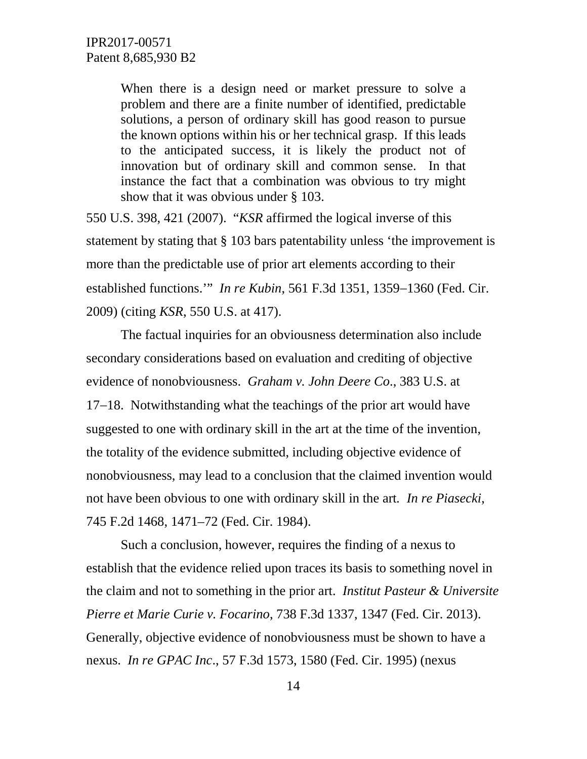> When there is a design need or market pressure to solve a problem and there are a finite number of identified, predictable solutions, a person of ordinary skill has good reason to pursue the known options within his or her technical grasp. If this leads to the anticipated success, it is likely the product not of innovation but of ordinary skill and common sense. In that instance the fact that a combination was obvious to try might show that it was obvious under § 103.

550 U.S. 398, 421 (2007). "*KSR* affirmed the logical inverse of this statement by stating that § 103 bars patentability unless 'the improvement is more than the predictable use of prior art elements according to their established functions.'" *In re Kubin*, 561 F.3d 1351, 1359−1360 (Fed. Cir. 2009) (citing *KSR*, 550 U.S. at 417).

The factual inquiries for an obviousness determination also include secondary considerations based on evaluation and crediting of objective evidence of nonobviousness. *Graham v. John Deere Co.*, 383 U.S. at 17−18. Notwithstanding what the teachings of the prior art would have suggested to one with ordinary skill in the art at the time of the invention, the totality of the evidence submitted, including objective evidence of nonobviousness, may lead to a conclusion that the claimed invention would not have been obvious to one with ordinary skill in the art. *In re Piasecki*, 745 F.2d 1468, 1471–72 (Fed. Cir. 1984).

Such a conclusion, however, requires the finding of a nexus to establish that the evidence relied upon traces its basis to something novel in the claim and not to something in the prior art. *Institut Pasteur & Universite Pierre et Marie Curie v. Focarino*, 738 F.3d 1337, 1347 (Fed. Cir. 2013). Generally, objective evidence of nonobviousness must be shown to have a nexus. *In re GPAC Inc*., 57 F.3d 1573, 1580 (Fed. Cir. 1995) (nexus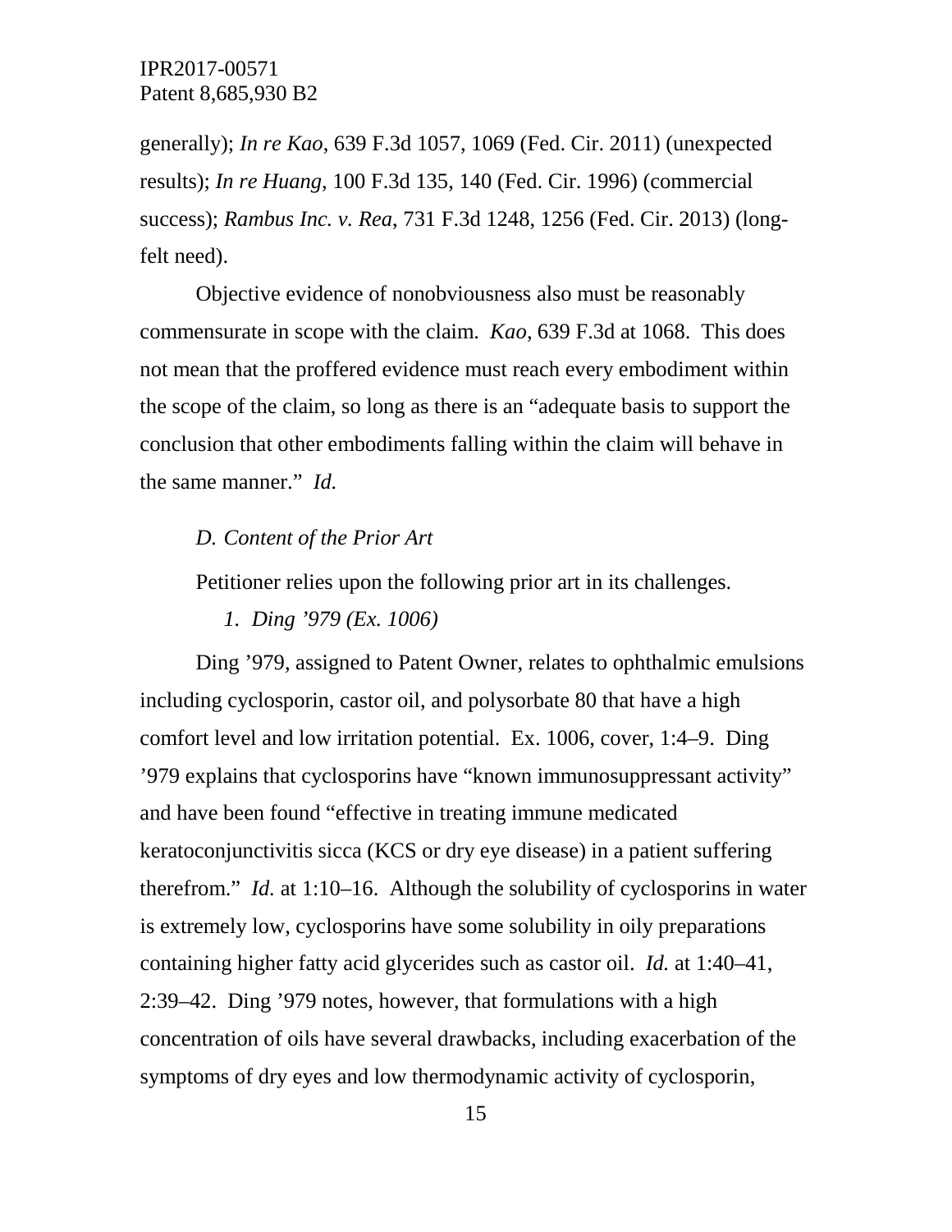generally); *In re Kao*, 639 F.3d 1057, 1069 (Fed. Cir. 2011) (unexpected results); *In re Huang*, 100 F.3d 135, 140 (Fed. Cir. 1996) (commercial success); *Rambus Inc. v. Rea*, 731 F.3d 1248, 1256 (Fed. Cir. 2013) (long-felt need).

Objective evidence of nonobviousness also must be reasonably commensurate in scope with the claim. *Kao*, 639 F.3d at 1068. This does not mean that the proffered evidence must reach every embodiment within the scope of the claim, so long as there is an "adequate basis to support the conclusion that other embodiments falling within the claim will behave in the same manner." *Id.*

### *D. Content of the Prior Art*

Petitioner relies upon the following prior art in its challenges.

#### *1. Ding '979 (Ex. 1006)*

Ding '979, assigned to Patent Owner, relates to ophthalmic emulsions including cyclosporin, castor oil, and polysorbate 80 that have a high comfort level and low irritation potential. Ex. 1006, cover, 1:4–9. Ding '979 explains that cyclosporins have "known immunosuppressant activity" and have been found "effective in treating immune medicated keratoconjunctivitis sicca (KCS or dry eye disease) in a patient suffering therefrom." *Id.* at 1:10–16. Although the solubility of cyclosporins in water is extremely low, cyclosporins have some solubility in oily preparations containing higher fatty acid glycerides such as castor oil. *Id.* at 1:40–41, 2:39–42. Ding '979 notes, however, that formulations with a high concentration of oils have several drawbacks, including exacerbation of the symptoms of dry eyes and low thermodynamic activity of cyclosporin,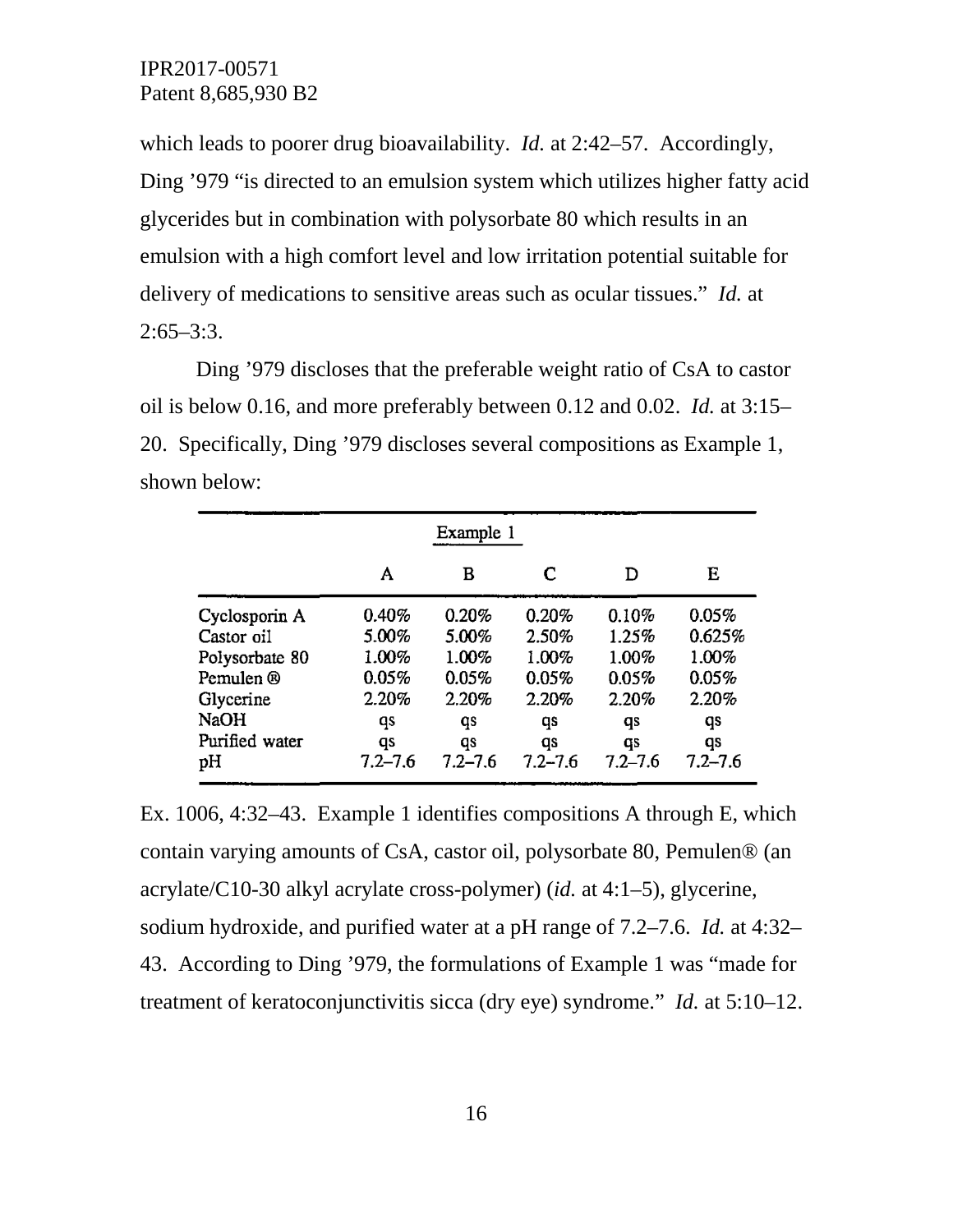which leads to poorer drug bioavailability. *Id.* at 2:42–57. Accordingly, Ding '979 "is directed to an emulsion system which utilizes higher fatty acid glycerides but in combination with polysorbate 80 which results in an emulsion with a high comfort level and low irritation potential suitable for delivery of medications to sensitive areas such as ocular tissues." *Id.* at 2:65–3:3.

Ding '979 discloses that the preferable weight ratio of CsA to castor oil is below 0.16, and more preferably between 0.12 and 0.02. *Id.* at 3:15–20. Specifically, Ding '979 discloses several compositions as Example 1, shown below:

| Example 1 | | | | | |
|---|---|---|---|---|---|
| | A | B | C | D | E |
| Cyclosporin A | 0.40% | 0.20% | 0.20% | 0.10% | 0.05% |
| Castor oil | 5.00% | 5.00% | 2.50% | 1.25% | 0.625% |
| Polysorbate 80 | 1.00% | 1.00% | 1.00% | 1.00% | 1.00% |
| Pemulen ® | 0.05% | 0.05% | 0.05% | 0.05% | 0.05% |
| Glycerine | 2.20% | 2.20% | 2.20% | 2.20% | 2.20% |
| NaOH | qs | qs | qs | qs | qs |
| Purified water | qs | qs | qs | qs | qs |
| pH | 7.2–7.6 | 7.2–7.6 | 7.2–7.6 | 7.2–7.6 | 7.2–7.6 |

Ex. 1006, 4:32–43. Example 1 identifies compositions A through E, which contain varying amounts of CsA, castor oil, polysorbate 80, Pemulen® (an acrylate/C10-30 alkyl acrylate cross-polymer) (*id.* at 4:1–5), glycerine, sodium hydroxide, and purified water at a pH range of 7.2–7.6. *Id.* at 4:32–43. According to Ding '979, the formulations of Example 1 was "made for treatment of keratoconjunctivitis sicca (dry eye) syndrome." *Id.* at 5:10–12.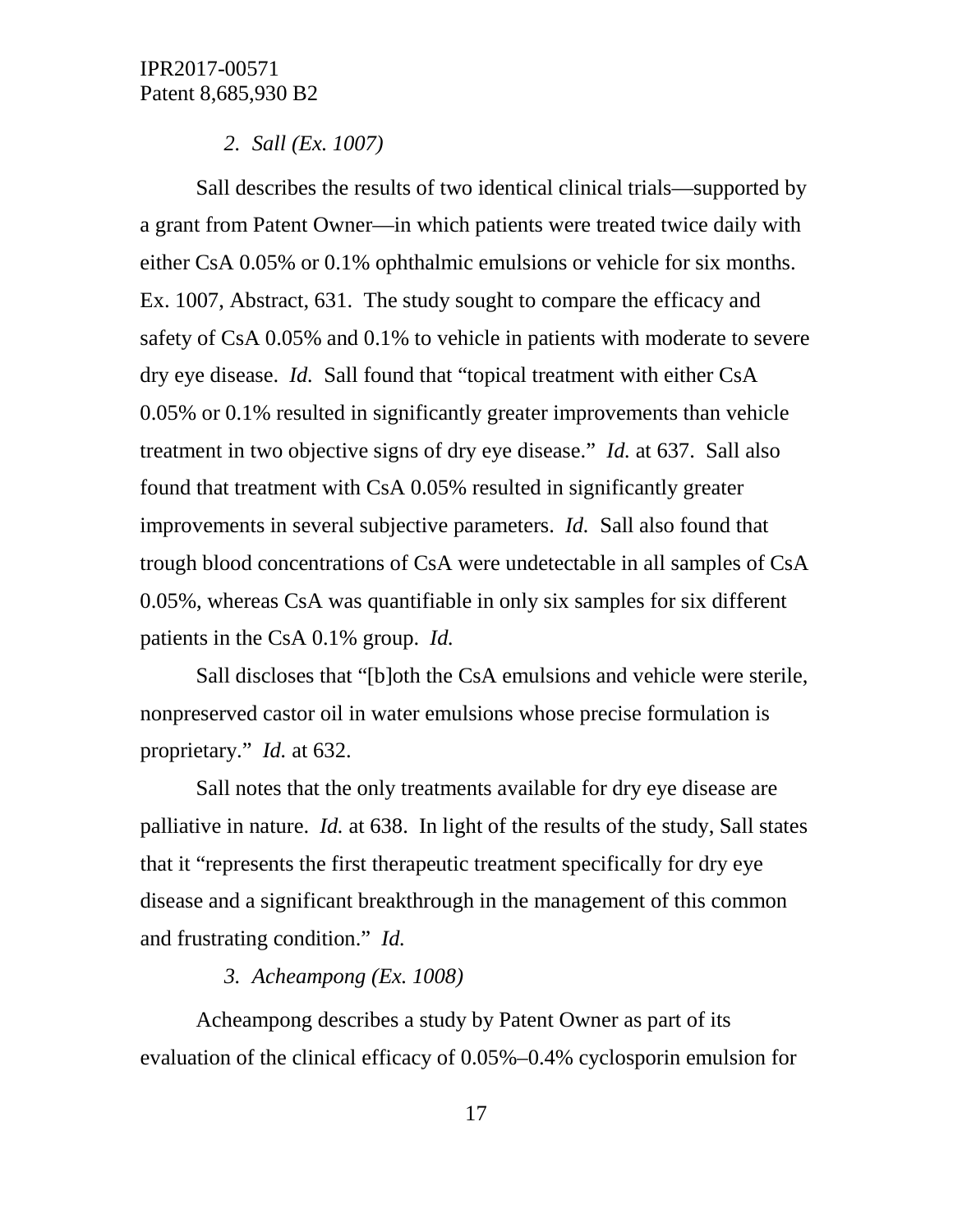*2. Sall (Ex. 1007)*

Sall describes the results of two identical clinical trials—supported by a grant from Patent Owner—in which patients were treated twice daily with either CsA 0.05% or 0.1% ophthalmic emulsions or vehicle for six months. Ex. 1007, Abstract, 631. The study sought to compare the efficacy and safety of CsA 0.05% and 0.1% to vehicle in patients with moderate to severe dry eye disease. *Id.* Sall found that "topical treatment with either CsA 0.05% or 0.1% resulted in significantly greater improvements than vehicle treatment in two objective signs of dry eye disease." *Id.* at 637. Sall also found that treatment with CsA 0.05% resulted in significantly greater improvements in several subjective parameters. *Id.* Sall also found that trough blood concentrations of CsA were undetectable in all samples of CsA 0.05%, whereas CsA was quantifiable in only six samples for six different patients in the CsA 0.1% group. *Id.*

Sall discloses that "[b]oth the CsA emulsions and vehicle were sterile, nonpreserved castor oil in water emulsions whose precise formulation is proprietary." *Id.* at 632.

Sall notes that the only treatments available for dry eye disease are palliative in nature. *Id.* at 638. In light of the results of the study, Sall states that it "represents the first therapeutic treatment specifically for dry eye disease and a significant breakthrough in the management of this common and frustrating condition." *Id.*

*3. Acheampong (Ex. 1008)*

Acheampong describes a study by Patent Owner as part of its evaluation of the clinical efficacy of 0.05%–0.4% cyclosporin emulsion for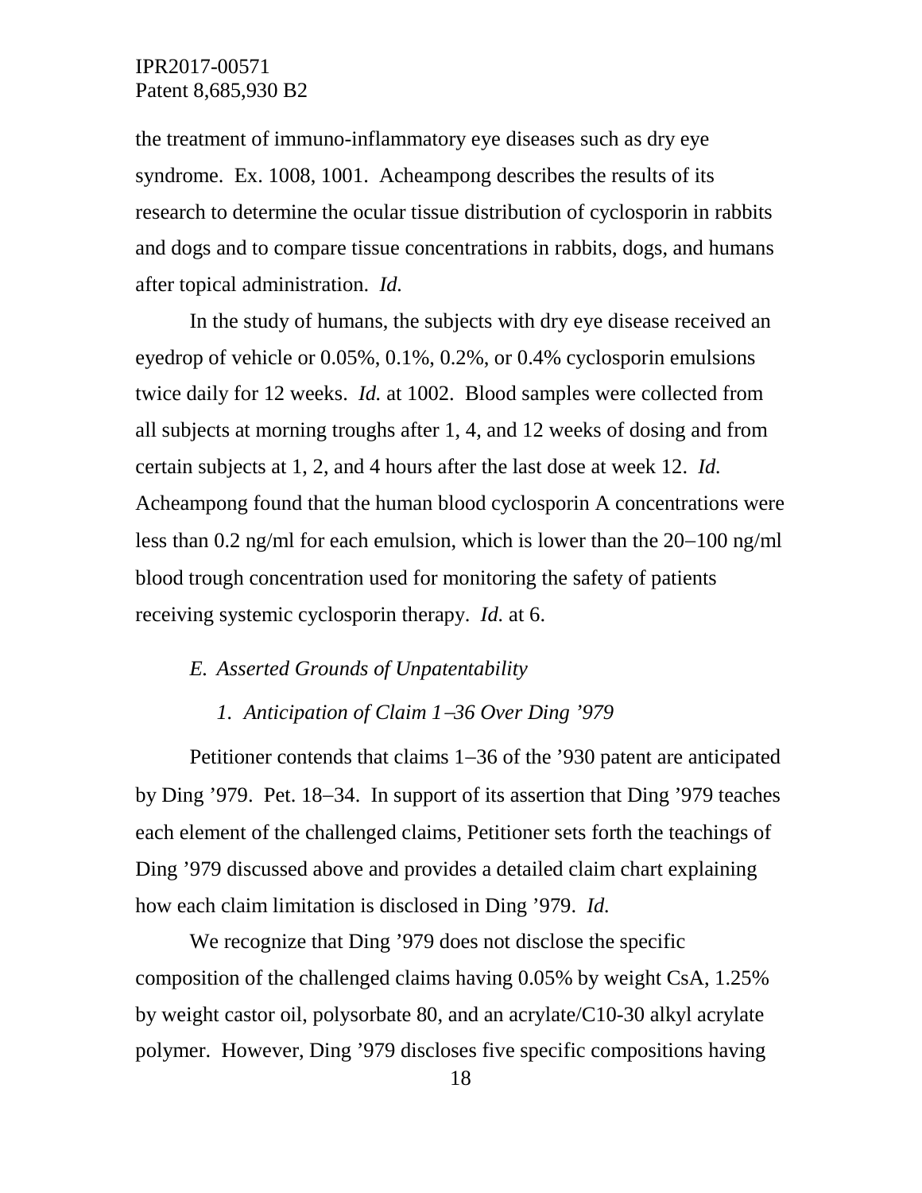the treatment of immuno-inflammatory eye diseases such as dry eye syndrome. Ex. 1008, 1001. Acheampong describes the results of its research to determine the ocular tissue distribution of cyclosporin in rabbits and dogs and to compare tissue concentrations in rabbits, dogs, and humans after topical administration. *Id.*

In the study of humans, the subjects with dry eye disease received an eyedrop of vehicle or 0.05%, 0.1%, 0.2%, or 0.4% cyclosporin emulsions twice daily for 12 weeks. *Id.* at 1002. Blood samples were collected from all subjects at morning troughs after 1, 4, and 12 weeks of dosing and from certain subjects at 1, 2, and 4 hours after the last dose at week 12. *Id.* Acheampong found that the human blood cyclosporin A concentrations were less than 0.2 ng/ml for each emulsion, which is lower than the 20–100 ng/ml blood trough concentration used for monitoring the safety of patients receiving systemic cyclosporin therapy. *Id.* at 6.

### *E. Asserted Grounds of Unpatentability*

#### *1. Anticipation of Claim 1–36 Over Ding '979*

Petitioner contends that claims 1–36 of the '930 patent are anticipated by Ding '979. Pet. 18–34. In support of its assertion that Ding '979 teaches each element of the challenged claims, Petitioner sets forth the teachings of Ding '979 discussed above and provides a detailed claim chart explaining how each claim limitation is disclosed in Ding '979. *Id.*

We recognize that Ding '979 does not disclose the specific composition of the challenged claims having 0.05% by weight CsA, 1.25% by weight castor oil, polysorbate 80, and an acrylate/C10-30 alkyl acrylate polymer. However, Ding '979 discloses five specific compositions having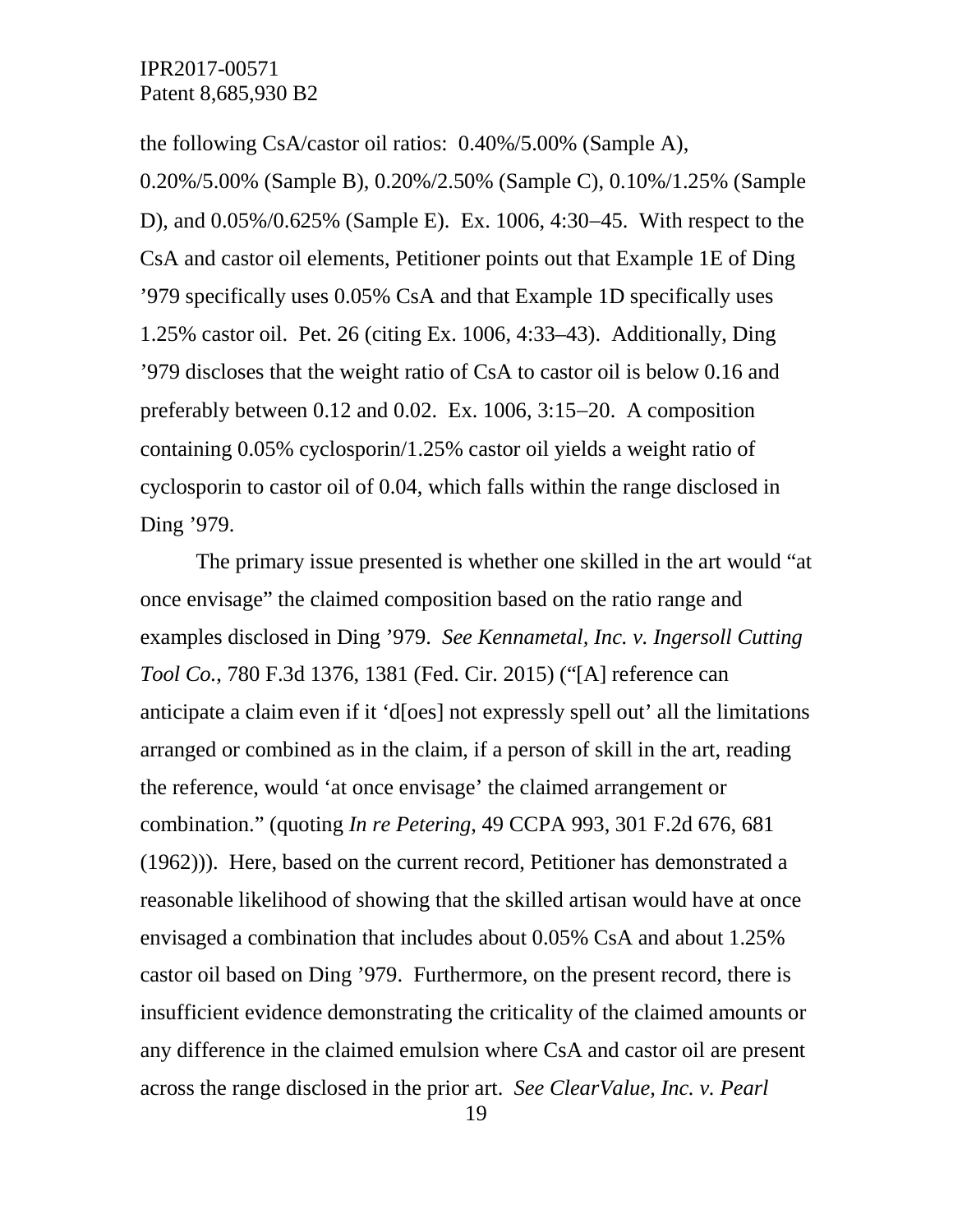the following CsA/castor oil ratios: 0.40%/5.00% (Sample A), 0.20%/5.00% (Sample B), 0.20%/2.50% (Sample C), 0.10%/1.25% (Sample D), and 0.05%/0.625% (Sample E). Ex. 1006, 4:30–45. With respect to the CsA and castor oil elements, Petitioner points out that Example 1E of Ding '979 specifically uses 0.05% CsA and that Example 1D specifically uses 1.25% castor oil. Pet. 26 (citing Ex. 1006, 4:33–43). Additionally, Ding '979 discloses that the weight ratio of CsA to castor oil is below 0.16 and preferably between 0.12 and 0.02. Ex. 1006, 3:15–20. A composition containing 0.05% cyclosporin/1.25% castor oil yields a weight ratio of cyclosporin to castor oil of 0.04, which falls within the range disclosed in Ding '979.

The primary issue presented is whether one skilled in the art would "at once envisage" the claimed composition based on the ratio range and examples disclosed in Ding '979. *See Kennametal, Inc. v. Ingersoll Cutting Tool Co.*, 780 F.3d 1376, 1381 (Fed. Cir. 2015) ("[A] reference can anticipate a claim even if it 'd[oes] not expressly spell out' all the limitations arranged or combined as in the claim, if a person of skill in the art, reading the reference, would 'at once envisage' the claimed arrangement or combination." (quoting *In re Petering*, 49 CCPA 993, 301 F.2d 676, 681 (1962))). Here, based on the current record, Petitioner has demonstrated a reasonable likelihood of showing that the skilled artisan would have at once envisaged a combination that includes about 0.05% CsA and about 1.25% castor oil based on Ding '979. Furthermore, on the present record, there is insufficient evidence demonstrating the criticality of the claimed amounts or any difference in the claimed emulsion where CsA and castor oil are present across the range disclosed in the prior art. *See ClearValue, Inc. v. Pearl*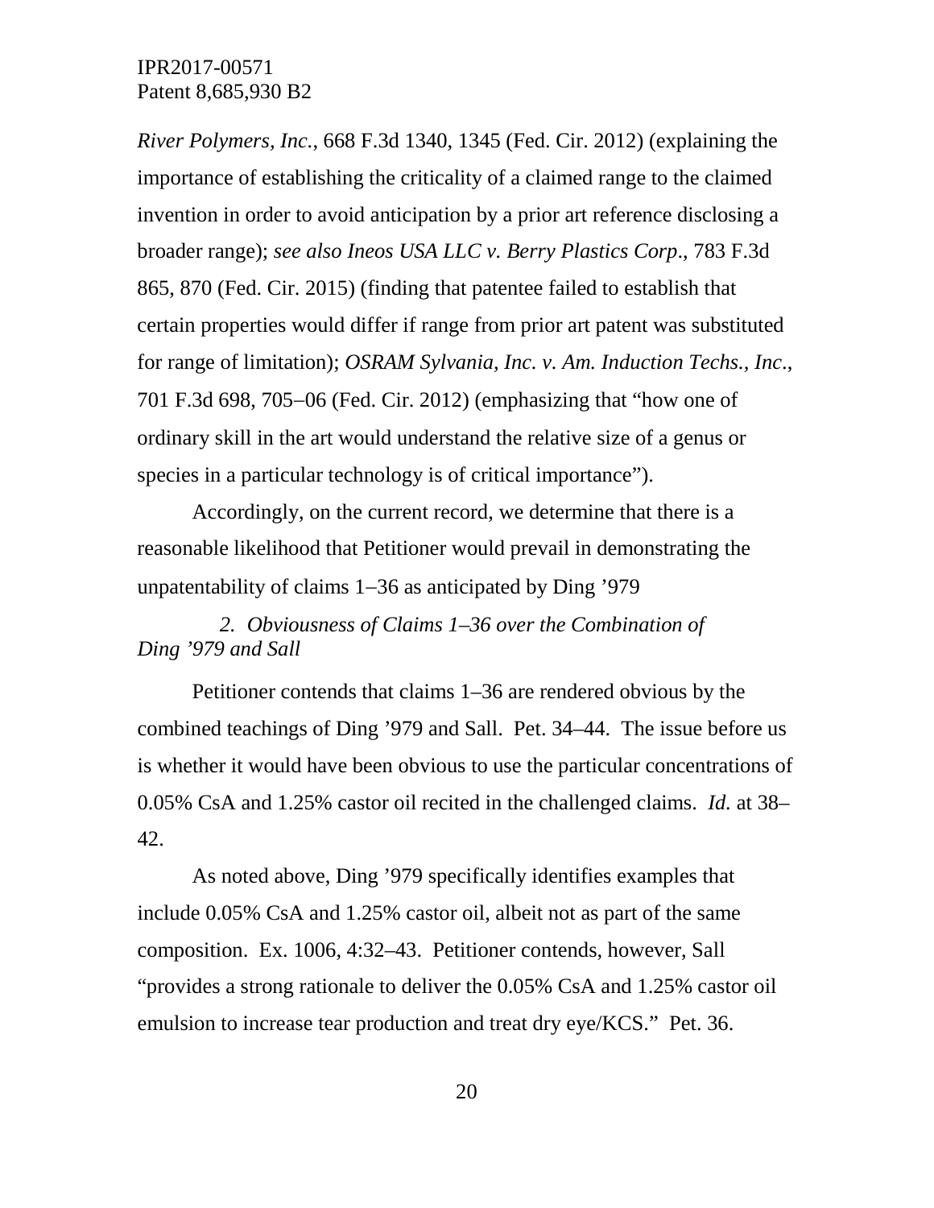*River Polymers, Inc.*, 668 F.3d 1340, 1345 (Fed. Cir. 2012) (explaining the importance of establishing the criticality of a claimed range to the claimed invention in order to avoid anticipation by a prior art reference disclosing a broader range); *see also Ineos USA LLC v. Berry Plastics Corp.*, 783 F.3d 865, 870 (Fed. Cir. 2015) (finding that patentee failed to establish that certain properties would differ if range from prior art patent was substituted for range of limitation); *OSRAM Sylvania, Inc. v. Am. Induction Techs., Inc.*, 701 F.3d 698, 705–06 (Fed. Cir. 2012) (emphasizing that "how one of ordinary skill in the art would understand the relative size of a genus or species in a particular technology is of critical importance").

Accordingly, on the current record, we determine that there is a reasonable likelihood that Petitioner would prevail in demonstrating the unpatentability of claims 1–36 as anticipated by Ding '979

*2. Obviousness of Claims 1–36 over the Combination of Ding '979 and Sall*

Petitioner contends that claims 1–36 are rendered obvious by the combined teachings of Ding '979 and Sall. Pet. 34–44. The issue before us is whether it would have been obvious to use the particular concentrations of 0.05% CsA and 1.25% castor oil recited in the challenged claims. *Id.* at 38–42.

As noted above, Ding '979 specifically identifies examples that include 0.05% CsA and 1.25% castor oil, albeit not as part of the same composition. Ex. 1006, 4:32–43. Petitioner contends, however, Sall "provides a strong rationale to deliver the 0.05% CsA and 1.25% castor oil emulsion to increase tear production and treat dry eye/KCS." Pet. 36.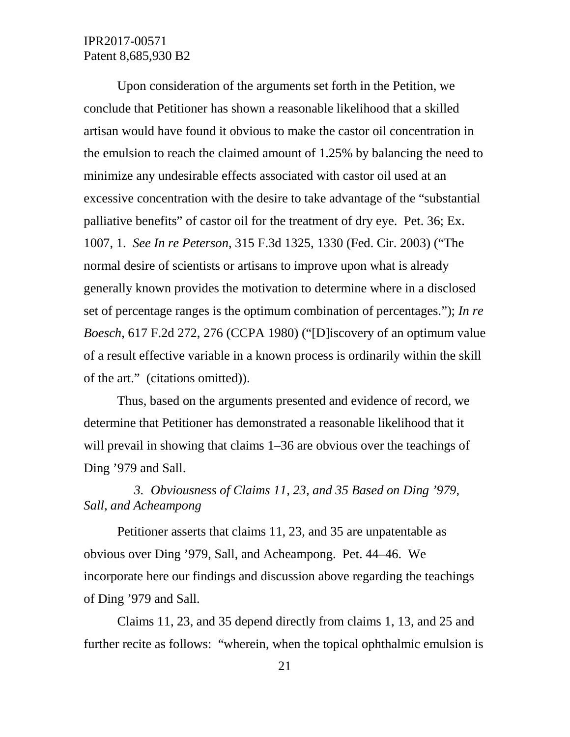Upon consideration of the arguments set forth in the Petition, we conclude that Petitioner has shown a reasonable likelihood that a skilled artisan would have found it obvious to make the castor oil concentration in the emulsion to reach the claimed amount of 1.25% by balancing the need to minimize any undesirable effects associated with castor oil used at an excessive concentration with the desire to take advantage of the "substantial palliative benefits" of castor oil for the treatment of dry eye. Pet. 36; Ex. 1007, 1. *See In re Peterson*, 315 F.3d 1325, 1330 (Fed. Cir. 2003) ("The normal desire of scientists or artisans to improve upon what is already generally known provides the motivation to determine where in a disclosed set of percentage ranges is the optimum combination of percentages."); *In re Boesch*, 617 F.2d 272, 276 (CCPA 1980) ("[D]iscovery of an optimum value of a result effective variable in a known process is ordinarily within the skill of the art." (citations omitted)).

Thus, based on the arguments presented and evidence of record, we determine that Petitioner has demonstrated a reasonable likelihood that it will prevail in showing that claims 1–36 are obvious over the teachings of Ding '979 and Sall.

*3. Obviousness of Claims 11, 23, and 35 Based on Ding '979, Sall, and Acheampong*

Petitioner asserts that claims 11, 23, and 35 are unpatentable as obvious over Ding '979, Sall, and Acheampong. Pet. 44–46. We incorporate here our findings and discussion above regarding the teachings of Ding '979 and Sall.

Claims 11, 23, and 35 depend directly from claims 1, 13, and 25 and further recite as follows: "wherein, when the topical ophthalmic emulsion is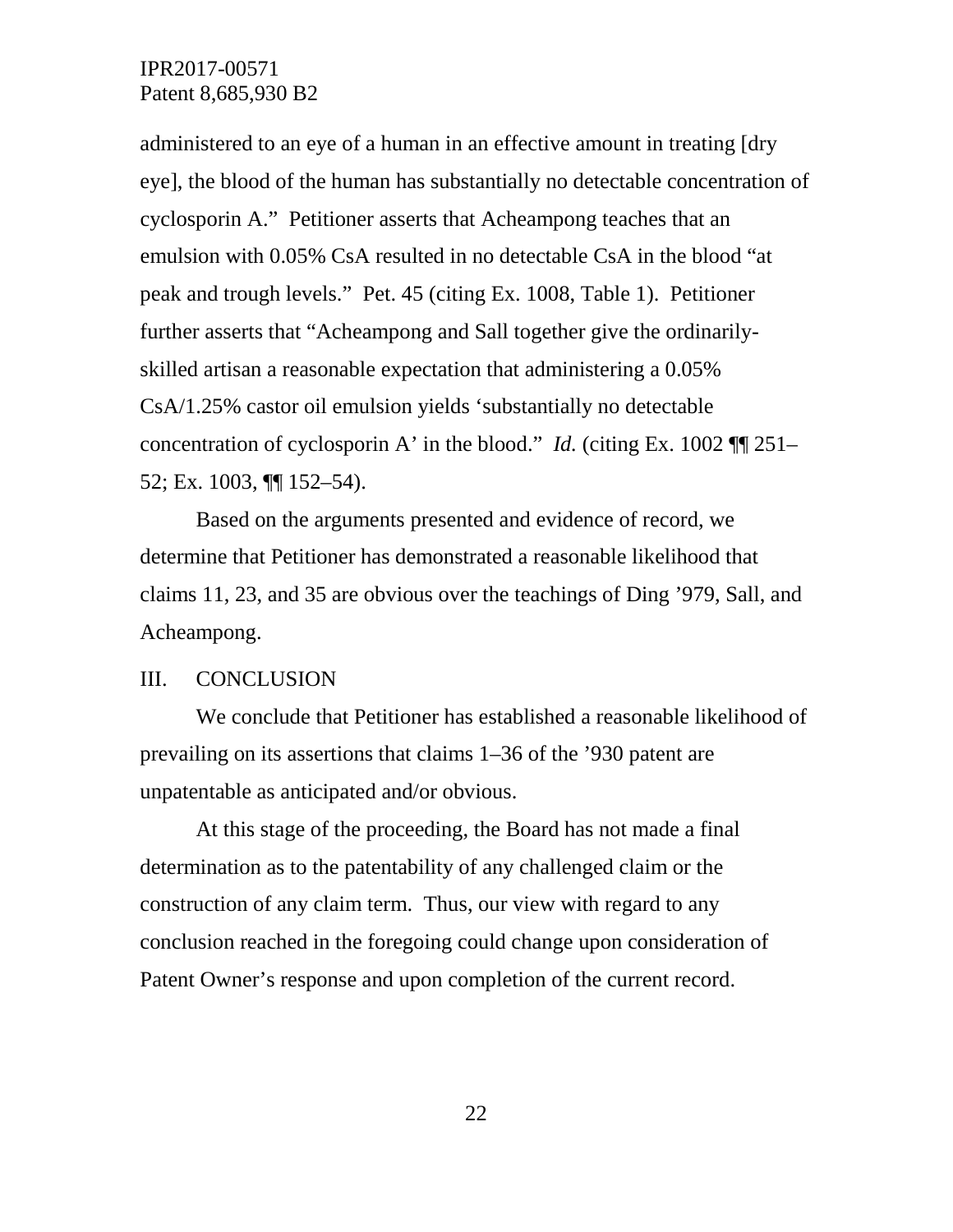administered to an eye of a human in an effective amount in treating [dry eye], the blood of the human has substantially no detectable concentration of cyclosporin A." Petitioner asserts that Acheampong teaches that an emulsion with 0.05% CsA resulted in no detectable CsA in the blood "at peak and trough levels." Pet. 45 (citing Ex. 1008, Table 1). Petitioner further asserts that "Acheampong and Sall together give the ordinarily-skilled artisan a reasonable expectation that administering a 0.05% CsA/1.25% castor oil emulsion yields 'substantially no detectable concentration of cyclosporin A' in the blood." *Id.* (citing Ex. 1002 ¶¶ 251–52; Ex. 1003, ¶¶ 152–54).

Based on the arguments presented and evidence of record, we determine that Petitioner has demonstrated a reasonable likelihood that claims 11, 23, and 35 are obvious over the teachings of Ding '979, Sall, and Acheampong.

## III. CONCLUSION

We conclude that Petitioner has established a reasonable likelihood of prevailing on its assertions that claims 1–36 of the '930 patent are unpatentable as anticipated and/or obvious.

At this stage of the proceeding, the Board has not made a final determination as to the patentability of any challenged claim or the construction of any claim term. Thus, our view with regard to any conclusion reached in the foregoing could change upon consideration of Patent Owner's response and upon completion of the current record.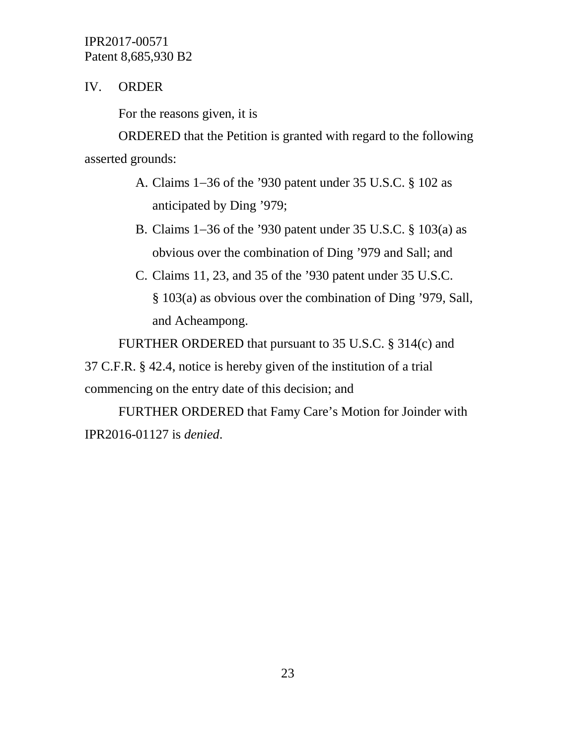## IV. ORDER

For the reasons given, it is

ORDERED that the Petition is granted with regard to the following asserted grounds:

A. Claims 1–36 of the ’930 patent under 35 U.S.C. § 102 as anticipated by Ding ’979;

B. Claims 1–36 of the ’930 patent under 35 U.S.C. § 103(a) as obvious over the combination of Ding ’979 and Sall; and

C. Claims 11, 23, and 35 of the ’930 patent under 35 U.S.C. § 103(a) as obvious over the combination of Ding ’979, Sall, and Acheampong.

FURTHER ORDERED that pursuant to 35 U.S.C. § 314(c) and 37 C.F.R. § 42.4, notice is hereby given of the institution of a trial commencing on the entry date of this decision; and

FURTHER ORDERED that Famy Care’s Motion for Joinder with IPR2016-01127 is *denied*.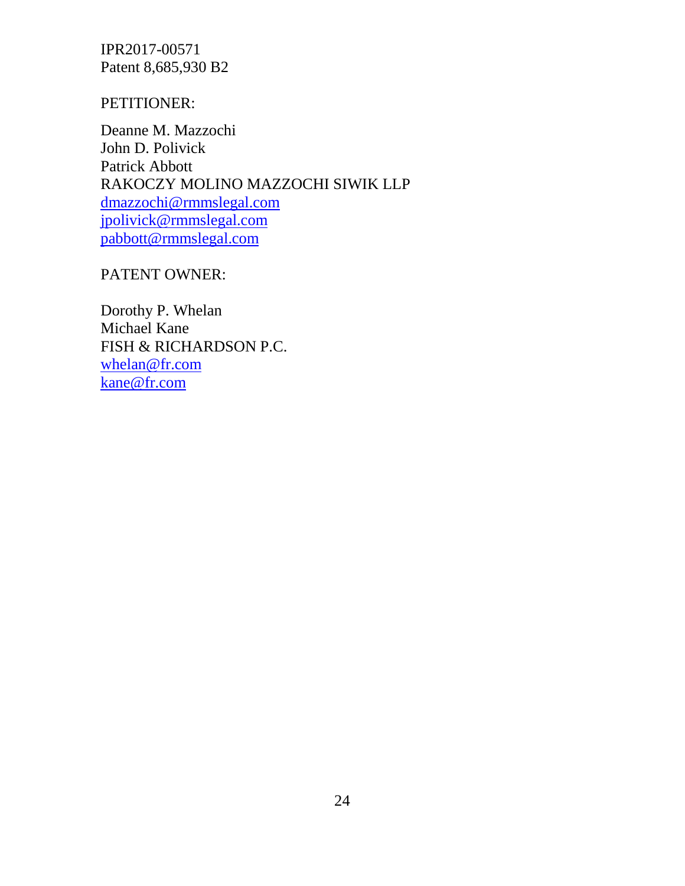PETITIONER:

Deanne M. Mazzochi
John D. Polivick
Patrick Abbott
RAKOCZY MOLINO MAZZOCHI SIWIK LLP
dmazzochi@rmmslegal.com
jpolivick@rmmslegal.com
pabbott@rmmslegal.com

PATENT OWNER:

Dorothy P. Whelan
Michael Kane
FISH & RICHARDSON P.C.
whelan@fr.com
kane@fr.com